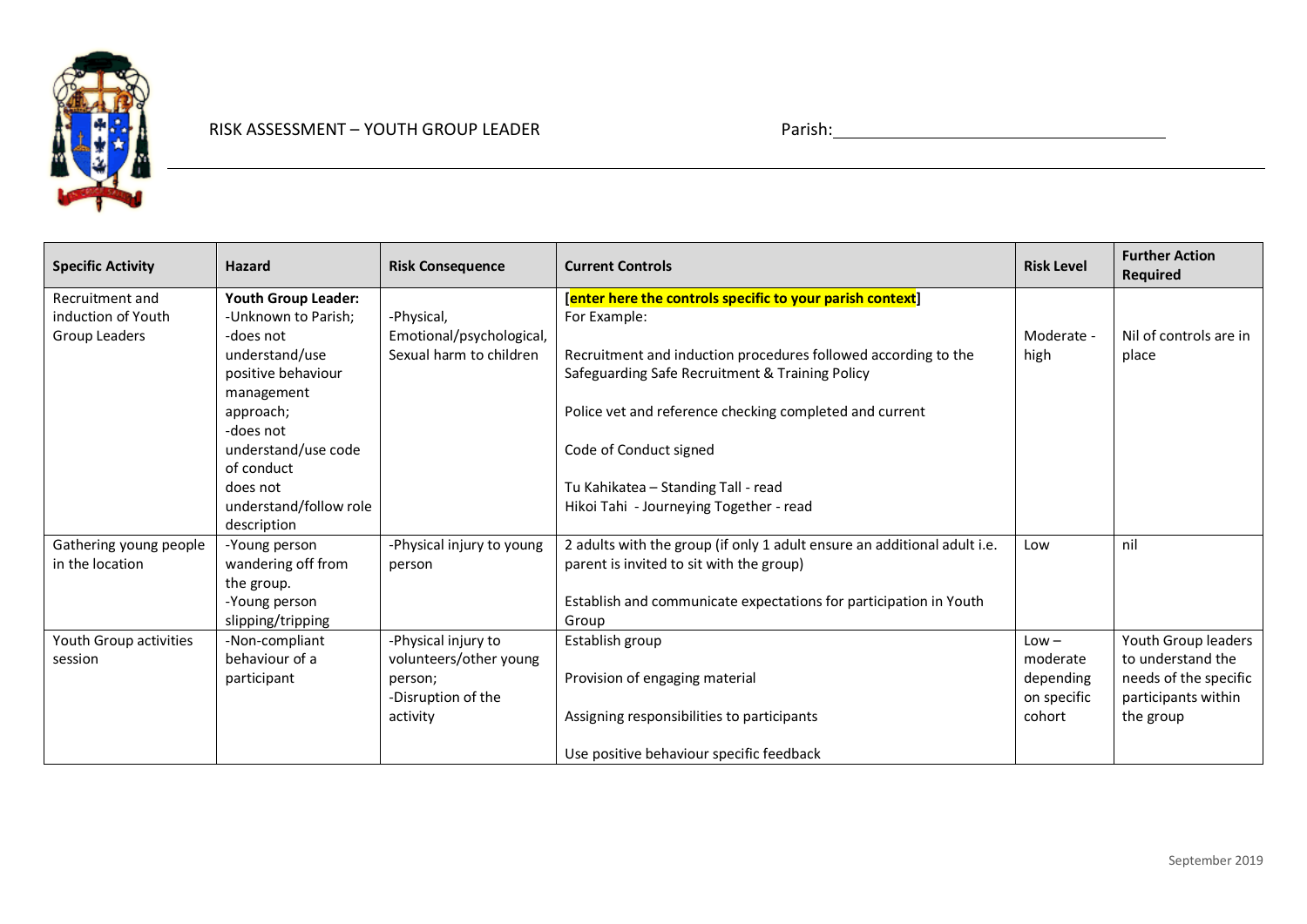RISK ASSESSMENT – YOUTH GROUP LEADER

Parish: ______________________________

| Specific Activity | Hazard | Risk Consequence | Current Controls | Risk Level | Further Action Required |
|---|---|---|---|---|---|
| Recruitment and induction of Youth Group Leaders | **Youth Group Leader:**<br>-Unknown to Parish;<br>-does not understand/use positive behaviour management approach;<br>-does not understand/use code of conduct<br>does not understand/follow role description | -Physical, Emotional/psychological, Sexual harm to children | **[enter here the controls specific to your parish context]**<br>For Example:<br><br>Recruitment and induction procedures followed according to the Safeguarding Safe Recruitment & Training Policy<br><br>Police vet and reference checking completed and current<br><br>Code of Conduct signed<br><br>Tu Kahikatea – Standing Tall - read<br>Hikoi Tahi - Journeying Together - read | Moderate - high | Nil of controls are in place |
| Gathering young people in the location | -Young person wandering off from the group.<br>-Young person slipping/tripping | -Physical injury to young person | 2 adults with the group (if only 1 adult ensure an additional adult i.e. parent is invited to sit with the group)<br><br>Establish and communicate expectations for participation in Youth Group | Low | nil |
| Youth Group activities session | -Non-compliant behaviour of a participant | -Physical injury to volunteers/other young person;<br>-Disruption of the activity | Establish group<br><br>Provision of engaging material<br><br>Assigning responsibilities to participants<br><br>Use positive behaviour specific feedback | Low – moderate depending on specific cohort | Youth Group leaders to understand the needs of the specific participants within the group |

September 2019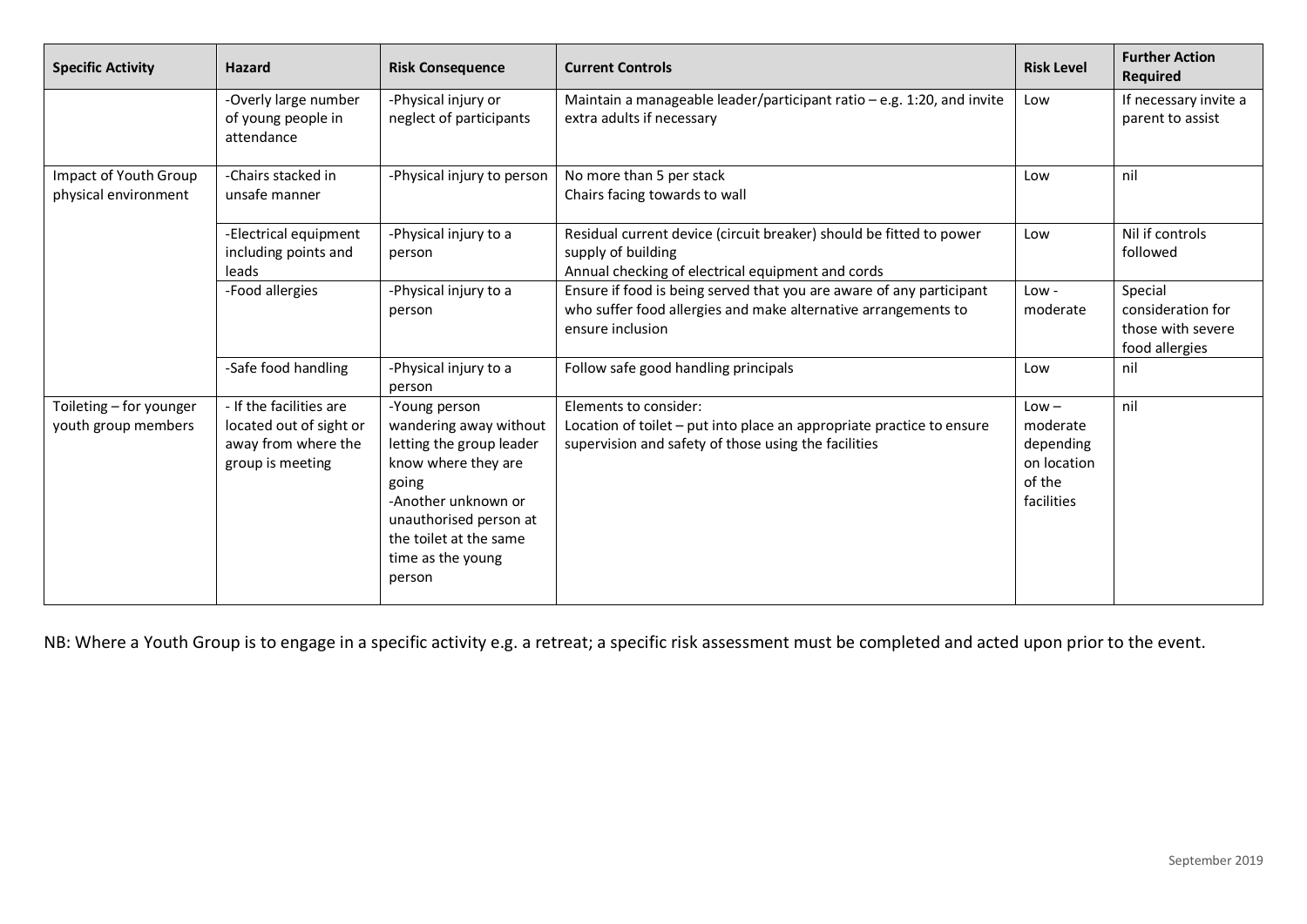| Specific Activity | Hazard | Risk Consequence | Current Controls | Risk Level | Further Action Required |
|---|---|---|---|---|---|
| | -Overly large number of young people in attendance | -Physical injury or neglect of participants | Maintain a manageable leader/participant ratio – e.g. 1:20, and invite extra adults if necessary | Low | If necessary invite a parent to assist |
| Impact of Youth Group physical environment | -Chairs stacked in unsafe manner | -Physical injury to person | No more than 5 per stack<br>Chairs facing towards to wall | Low | nil |
| | -Electrical equipment including points and leads | -Physical injury to a person | Residual current device (circuit breaker) should be fitted to power supply of building<br>Annual checking of electrical equipment and cords | Low | Nil if controls followed |
| | -Food allergies | -Physical injury to a person | Ensure if food is being served that you are aware of any participant who suffer food allergies and make alternative arrangements to ensure inclusion | Low - moderate | Special consideration for those with severe food allergies |
| | -Safe food handling | -Physical injury to a person | Follow safe good handling principals | Low | nil |
| Toileting – for younger youth group members | - If the facilities are located out of sight or away from where the group is meeting | -Young person wandering away without letting the group leader know where they are going<br>-Another unknown or unauthorised person at the toilet at the same time as the young person | Elements to consider:<br>Location of toilet – put into place an appropriate practice to ensure supervision and safety of those using the facilities | Low – moderate depending on location of the facilities | nil |

NB: Where a Youth Group is to engage in a specific activity e.g. a retreat; a specific risk assessment must be completed and acted upon prior to the event.

September 2019